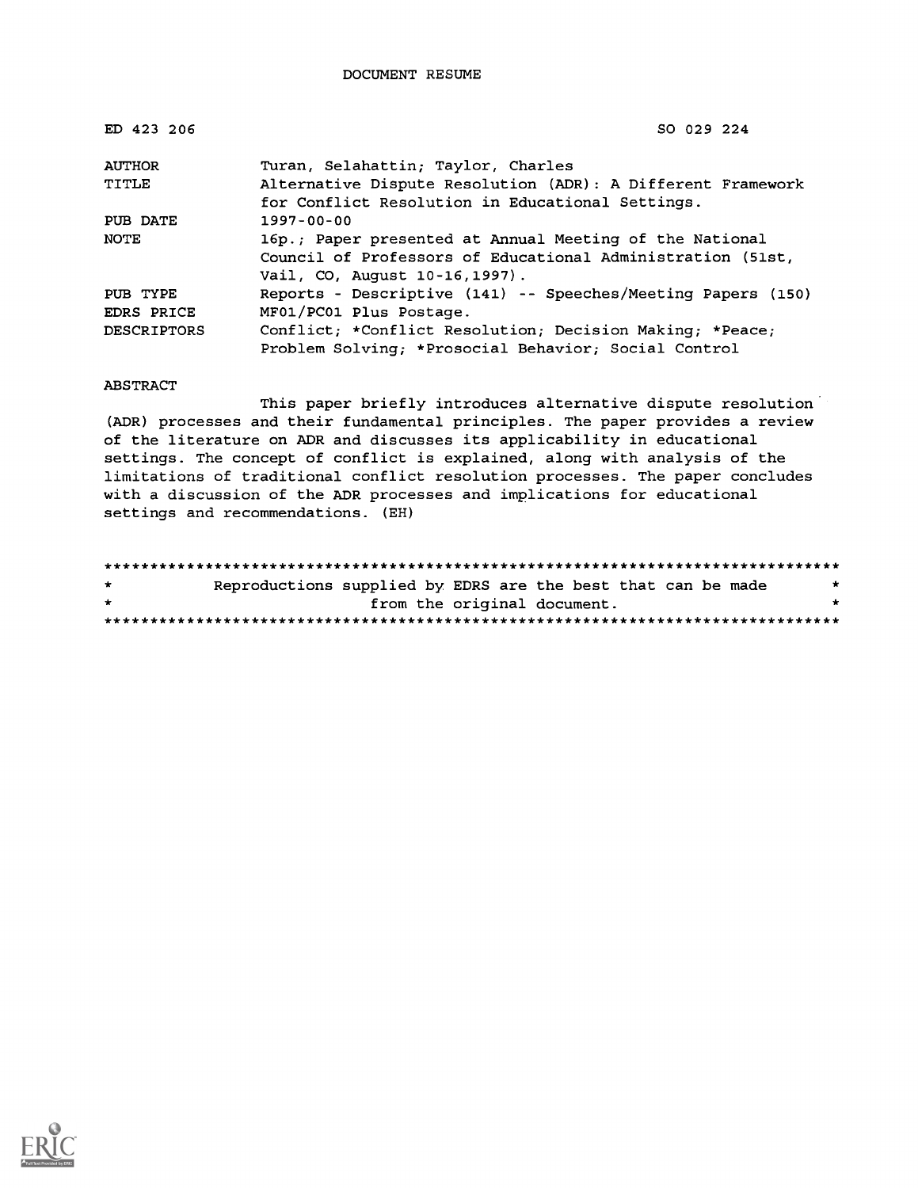DOCUMENT RESUME

| | |
|---|---|
| ED 423 206 | SO 029 224 |
| AUTHOR | Turan, Selahattin; Taylor, Charles |
| TITLE | Alternative Dispute Resolution (ADR): A Different Framework for Conflict Resolution in Educational Settings. |
| PUB DATE | 1997-00-00 |
| NOTE | 16p.; Paper presented at Annual Meeting of the National Council of Professors of Educational Administration (51st, Vail, CO, August 10-16,1997). |
| PUB TYPE | Reports - Descriptive (141) -- Speeches/Meeting Papers (150) |
| EDRS PRICE | MF01/PC01 Plus Postage. |
| DESCRIPTORS | Conflict; *Conflict Resolution; Decision Making; *Peace; Problem Solving; *Prosocial Behavior; Social Control |

ABSTRACT

This paper briefly introduces alternative dispute resolution (ADR) processes and their fundamental principles. The paper provides a review of the literature on ADR and discusses its applicability in educational settings. The concept of conflict is explained, along with analysis of the limitations of traditional conflict resolution processes. The paper concludes with a discussion of the ADR processes and implications for educational settings and recommendations. (EH)

********************************************************************************
* Reproductions supplied by EDRS are the best that can be made *
* from the original document. *
********************************************************************************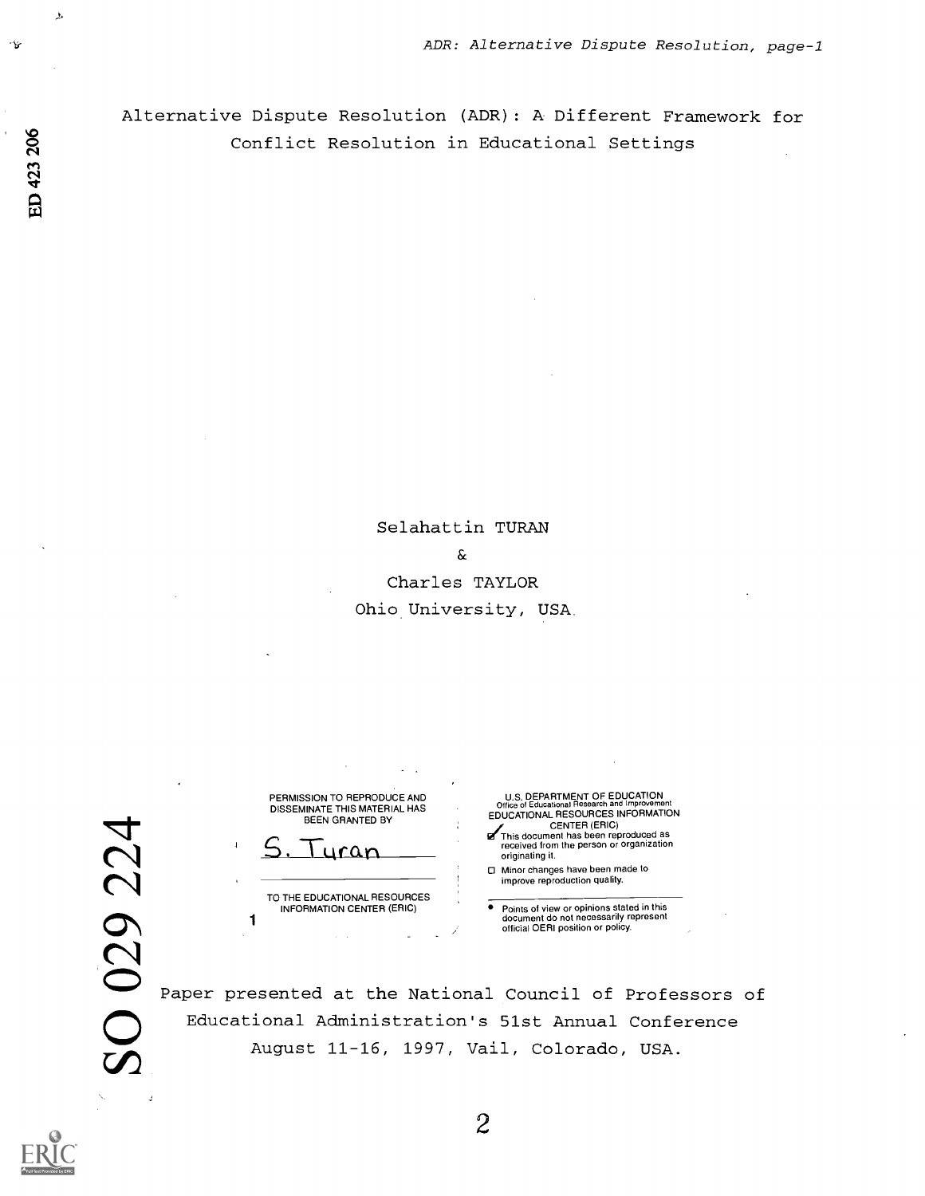# Alternative Dispute Resolution (ADR): A Different Framework for Conflict Resolution in Educational Settings

Selahattin TURAN

&

Charles TAYLOR

Ohio University, USA.

PERMISSION TO REPRODUCE AND DISSEMINATE THIS MATERIAL HAS BEEN GRANTED BY

S. Turan

TO THE EDUCATIONAL RESOURCES INFORMATION CENTER (ERIC)

U.S. DEPARTMENT OF EDUCATION
Office of Educational Research and Improvement
EDUCATIONAL RESOURCES INFORMATION CENTER (ERIC)

- [x] This document has been reproduced as received from the person or organization originating it.
- [ ] Minor changes have been made to improve reproduction quality.

- Points of view or opinions stated in this document do not necessarily represent official OERI position or policy.

Paper presented at the National Council of Professors of Educational Administration's 51st Annual Conference August 11-16, 1997, Vail, Colorado, USA.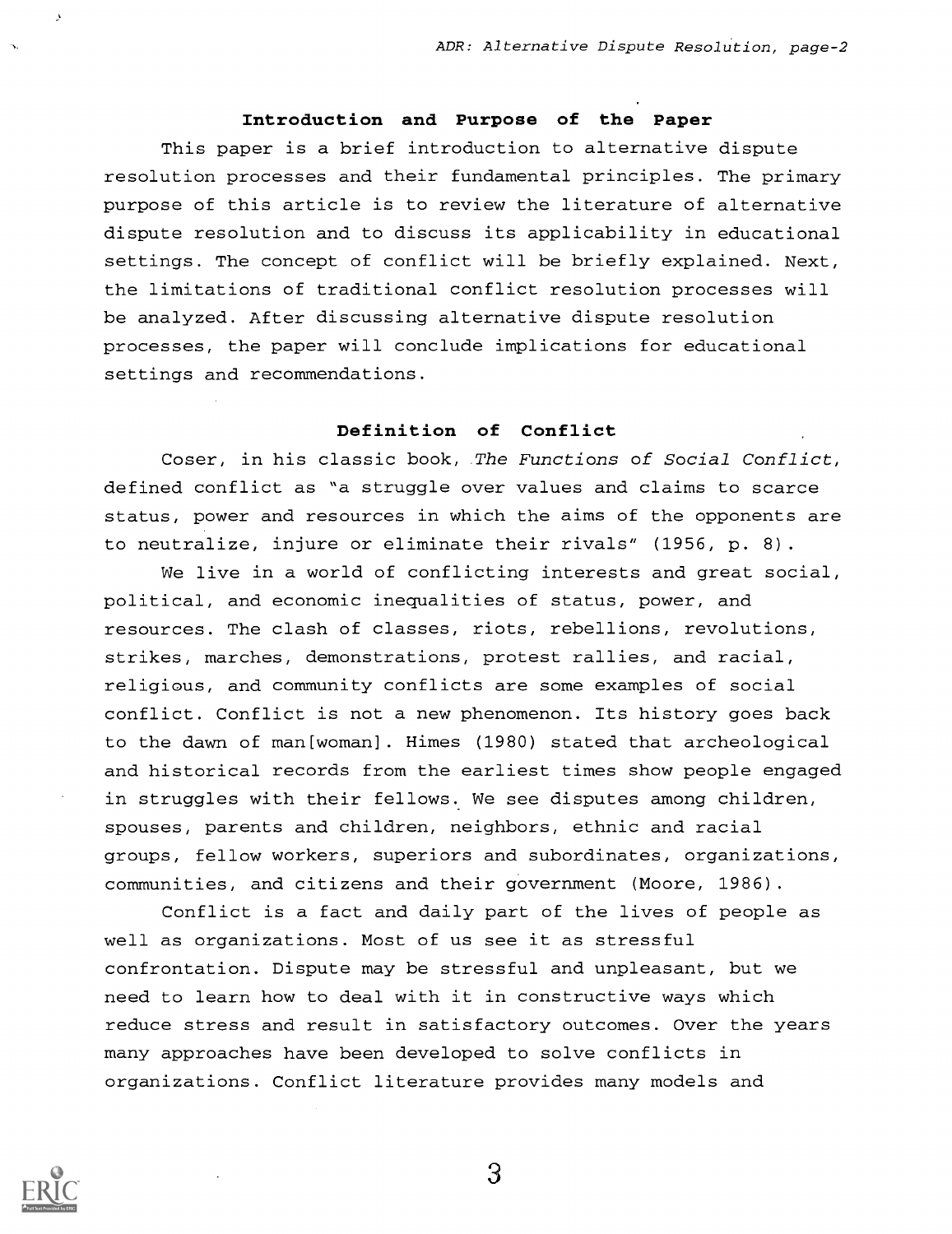## Introduction and Purpose of the Paper

This paper is a brief introduction to alternative dispute resolution processes and their fundamental principles. The primary purpose of this article is to review the literature of alternative dispute resolution and to discuss its applicability in educational settings. The concept of conflict will be briefly explained. Next, the limitations of traditional conflict resolution processes will be analyzed. After discussing alternative dispute resolution processes, the paper will conclude implications for educational settings and recommendations.

## Definition of Conflict

Coser, in his classic book, *The Functions of Social Conflict*, defined conflict as "a struggle over values and claims to scarce status, power and resources in which the aims of the opponents are to neutralize, injure or eliminate their rivals" (1956, p. 8).

We live in a world of conflicting interests and great social, political, and economic inequalities of status, power, and resources. The clash of classes, riots, rebellions, revolutions, strikes, marches, demonstrations, protest rallies, and racial, religious, and community conflicts are some examples of social conflict. Conflict is not a new phenomenon. Its history goes back to the dawn of man[woman]. Himes (1980) stated that archeological and historical records from the earliest times show people engaged in struggles with their fellows. We see disputes among children, spouses, parents and children, neighbors, ethnic and racial groups, fellow workers, superiors and subordinates, organizations, communities, and citizens and their government (Moore, 1986).

Conflict is a fact and daily part of the lives of people as well as organizations. Most of us see it as stressful confrontation. Dispute may be stressful and unpleasant, but we need to learn how to deal with it in constructive ways which reduce stress and result in satisfactory outcomes. Over the years many approaches have been developed to solve conflicts in organizations. Conflict literature provides many models and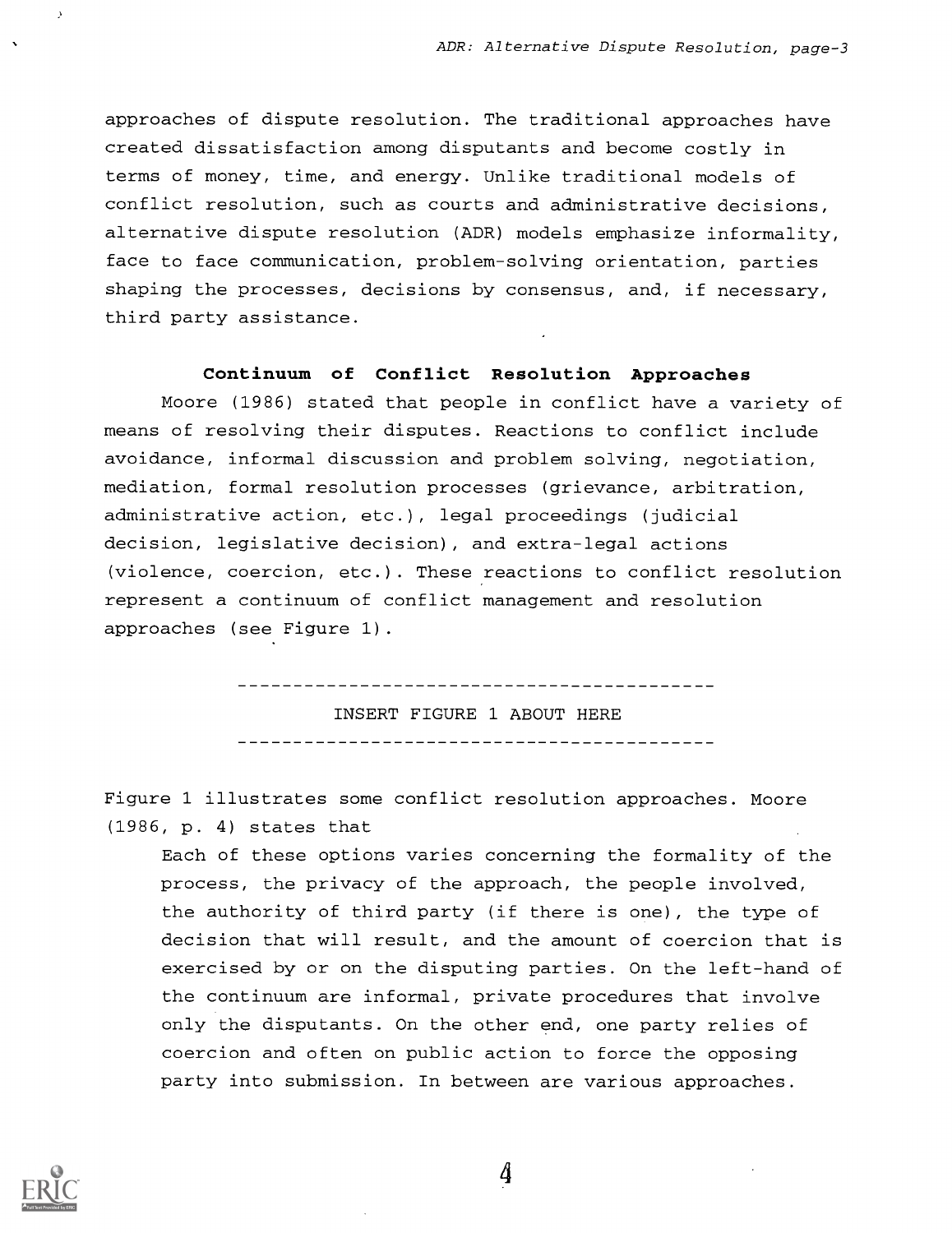approaches of dispute resolution. The traditional approaches have created dissatisfaction among disputants and become costly in terms of money, time, and energy. Unlike traditional models of conflict resolution, such as courts and administrative decisions, alternative dispute resolution (ADR) models emphasize informality, face to face communication, problem-solving orientation, parties shaping the processes, decisions by consensus, and, if necessary, third party assistance.

## Continuum of Conflict Resolution Approaches

Moore (1986) stated that people in conflict have a variety of means of resolving their disputes. Reactions to conflict include avoidance, informal discussion and problem solving, negotiation, mediation, formal resolution processes (grievance, arbitration, administrative action, etc.), legal proceedings (judicial decision, legislative decision), and extra-legal actions (violence, coercion, etc.). These reactions to conflict resolution represent a continuum of conflict management and resolution approaches (see Figure 1).

---

INSERT FIGURE 1 ABOUT HERE

---

Figure 1 illustrates some conflict resolution approaches. Moore (1986, p. 4) states that

> Each of these options varies concerning the formality of the process, the privacy of the approach, the people involved, the authority of third party (if there is one), the type of decision that will result, and the amount of coercion that is exercised by or on the disputing parties. On the left-hand of the continuum are informal, private procedures that involve only the disputants. On the other end, one party relies of coercion and often on public action to force the opposing party into submission. In between are various approaches.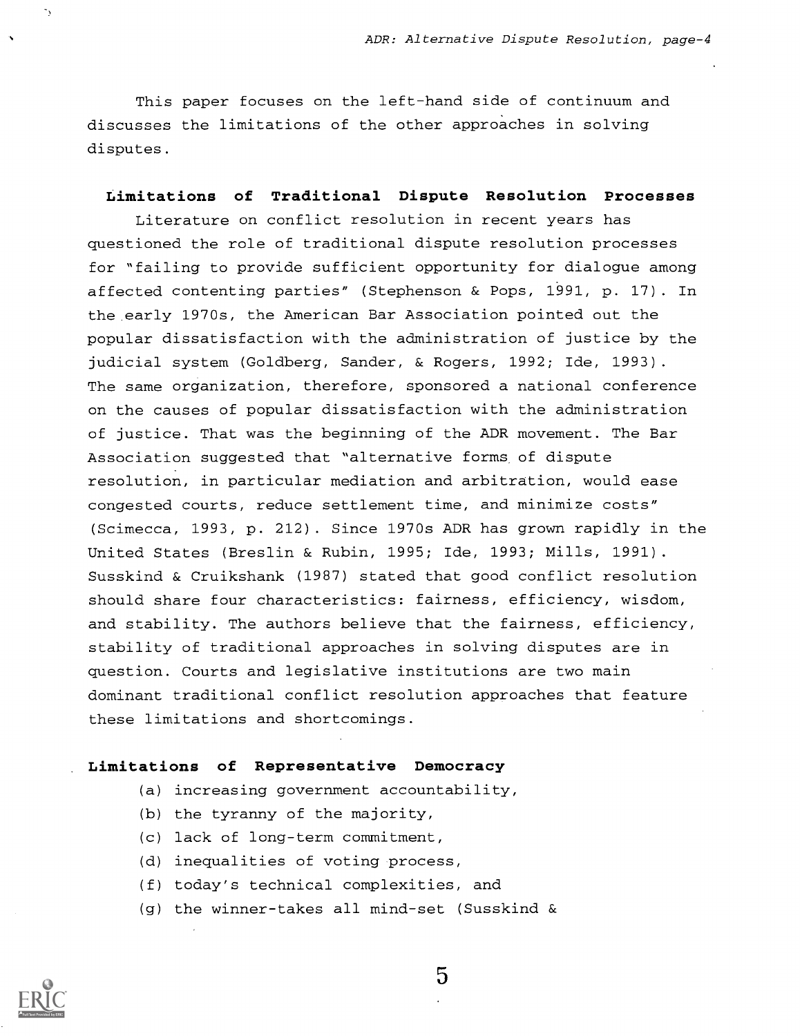This paper focuses on the left-hand side of continuum and discusses the limitations of the other approaches in solving disputes.

**Limitations of Traditional Dispute Resolution Processes**

Literature on conflict resolution in recent years has questioned the role of traditional dispute resolution processes for "failing to provide sufficient opportunity for dialogue among affected contenting parties" (Stephenson & Pops, 1991, p. 17). In the early 1970s, the American Bar Association pointed out the popular dissatisfaction with the administration of justice by the judicial system (Goldberg, Sander, & Rogers, 1992; Ide, 1993). The same organization, therefore, sponsored a national conference on the causes of popular dissatisfaction with the administration of justice. That was the beginning of the ADR movement. The Bar Association suggested that "alternative forms of dispute resolution, in particular mediation and arbitration, would ease congested courts, reduce settlement time, and minimize costs" (Scimecca, 1993, p. 212). Since 1970s ADR has grown rapidly in the United States (Breslin & Rubin, 1995; Ide, 1993; Mills, 1991). Susskind & Cruikshank (1987) stated that good conflict resolution should share four characteristics: fairness, efficiency, wisdom, and stability. The authors believe that the fairness, efficiency, stability of traditional approaches in solving disputes are in question. Courts and legislative institutions are two main dominant traditional conflict resolution approaches that feature these limitations and shortcomings.

**Limitations of Representative Democracy**

(a) increasing government accountability,
(b) the tyranny of the majority,
(c) lack of long-term commitment,
(d) inequalities of voting process,
(f) today's technical complexities, and
(g) the winner-takes all mind-set (Susskind &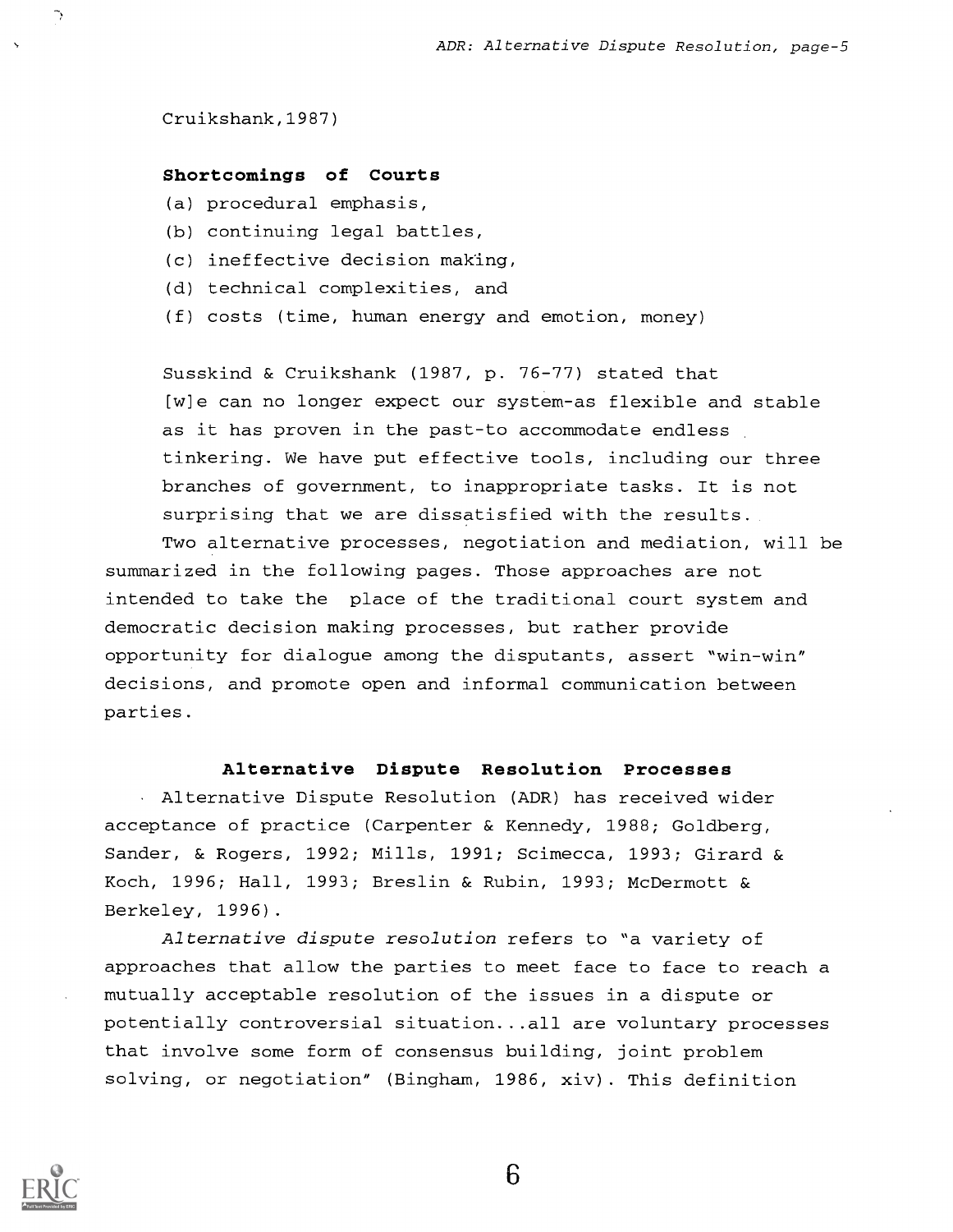Cruikshank,1987)

**Shortcomings of Courts**

(a) procedural emphasis,
(b) continuing legal battles,
(c) ineffective decision making,
(d) technical complexities, and
(f) costs (time, human energy and emotion, money)

Susskind & Cruikshank (1987, p. 76-77) stated that

> [w]e can no longer expect our system-as flexible and stable as it has proven in the past-to accommodate endless tinkering. We have put effective tools, including our three branches of government, to inappropriate tasks. It is not surprising that we are dissatisfied with the results.

Two alternative processes, negotiation and mediation, will be summarized in the following pages. Those approaches are not intended to take the place of the traditional court system and democratic decision making processes, but rather provide opportunity for dialogue among the disputants, assert "win-win" decisions, and promote open and informal communication between parties.

## Alternative Dispute Resolution Processes

Alternative Dispute Resolution (ADR) has received wider acceptance of practice (Carpenter & Kennedy, 1988; Goldberg, Sander, & Rogers, 1992; Mills, 1991; Scimecca, 1993; Girard & Koch, 1996; Hall, 1993; Breslin & Rubin, 1993; McDermott & Berkeley, 1996).

*Alternative dispute resolution* refers to "a variety of approaches that allow the parties to meet face to face to reach a mutually acceptable resolution of the issues in a dispute or potentially controversial situation...all are voluntary processes that involve some form of consensus building, joint problem solving, or negotiation" (Bingham, 1986, xiv). This definition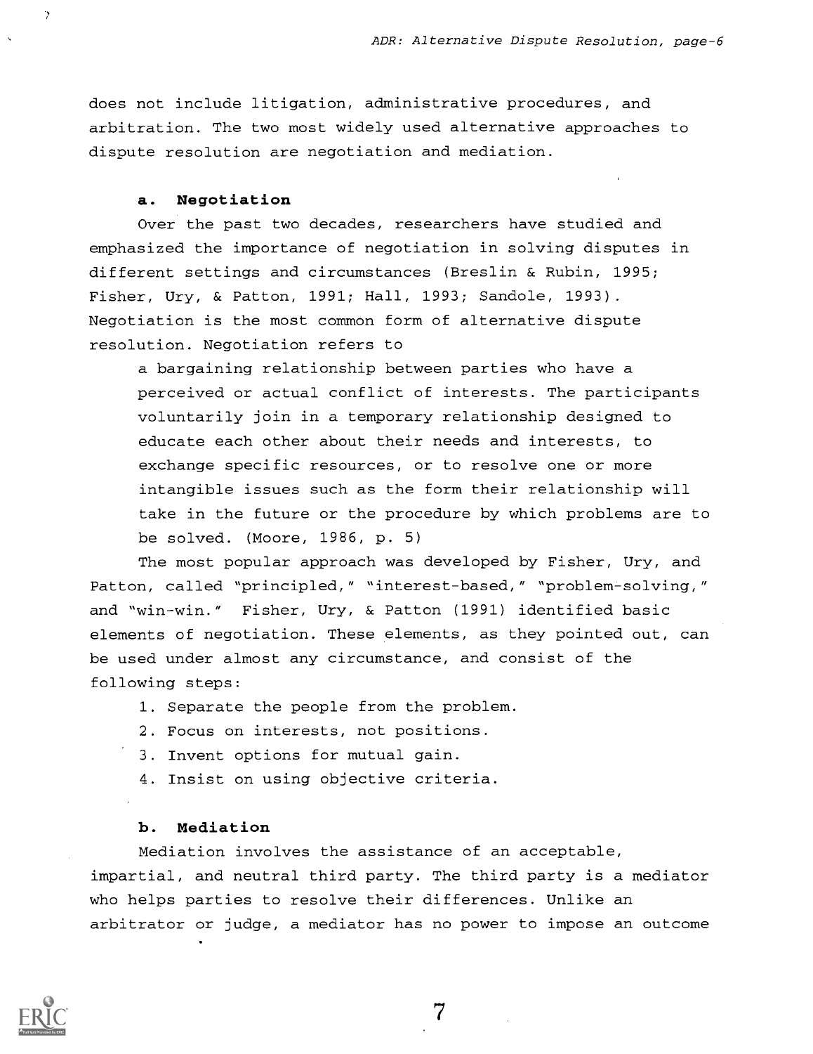does not include litigation, administrative procedures, and arbitration. The two most widely used alternative approaches to dispute resolution are negotiation and mediation.

### a. Negotiation

Over the past two decades, researchers have studied and emphasized the importance of negotiation in solving disputes in different settings and circumstances (Breslin & Rubin, 1995; Fisher, Ury, & Patton, 1991; Hall, 1993; Sandole, 1993). Negotiation is the most common form of alternative dispute resolution. Negotiation refers to

> a bargaining relationship between parties who have a perceived or actual conflict of interests. The participants voluntarily join in a temporary relationship designed to educate each other about their needs and interests, to exchange specific resources, or to resolve one or more intangible issues such as the form their relationship will take in the future or the procedure by which problems are to be solved. (Moore, 1986, p. 5)

The most popular approach was developed by Fisher, Ury, and Patton, called "principled," "interest-based," "problem-solving," and "win-win." Fisher, Ury, & Patton (1991) identified basic elements of negotiation. These elements, as they pointed out, can be used under almost any circumstance, and consist of the following steps:

1. Separate the people from the problem.
2. Focus on interests, not positions.
3. Invent options for mutual gain.
4. Insist on using objective criteria.

### b. Mediation

Mediation involves the assistance of an acceptable, impartial, and neutral third party. The third party is a mediator who helps parties to resolve their differences. Unlike an arbitrator or judge, a mediator has no power to impose an outcome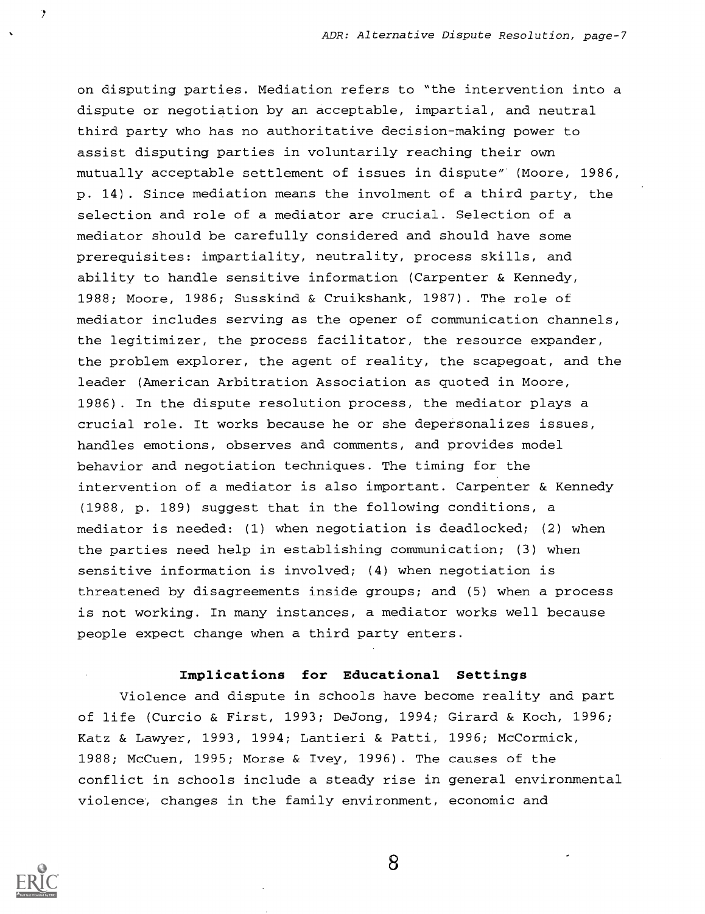on disputing parties. Mediation refers to "the intervention into a dispute or negotiation by an acceptable, impartial, and neutral third party who has no authoritative decision-making power to assist disputing parties in voluntarily reaching their own mutually acceptable settlement of issues in dispute" (Moore, 1986, p. 14). Since mediation means the involment of a third party, the selection and role of a mediator are crucial. Selection of a mediator should be carefully considered and should have some prerequisites: impartiality, neutrality, process skills, and ability to handle sensitive information (Carpenter & Kennedy, 1988; Moore, 1986; Susskind & Cruikshank, 1987). The role of mediator includes serving as the opener of communication channels, the legitimizer, the process facilitator, the resource expander, the problem explorer, the agent of reality, the scapegoat, and the leader (American Arbitration Association as quoted in Moore, 1986). In the dispute resolution process, the mediator plays a crucial role. It works because he or she depersonalizes issues, handles emotions, observes and comments, and provides model behavior and negotiation techniques. The timing for the intervention of a mediator is also important. Carpenter & Kennedy (1988, p. 189) suggest that in the following conditions, a mediator is needed: (1) when negotiation is deadlocked; (2) when the parties need help in establishing communication; (3) when sensitive information is involved; (4) when negotiation is threatened by disagreements inside groups; and (5) when a process is not working. In many instances, a mediator works well because people expect change when a third party enters.

## Implications for Educational Settings

Violence and dispute in schools have become reality and part of life (Curcio & First, 1993; DeJong, 1994; Girard & Koch, 1996; Katz & Lawyer, 1993, 1994; Lantieri & Patti, 1996; McCormick, 1988; McCuen, 1995; Morse & Ivey, 1996). The causes of the conflict in schools include a steady rise in general environmental violence, changes in the family environment, economic and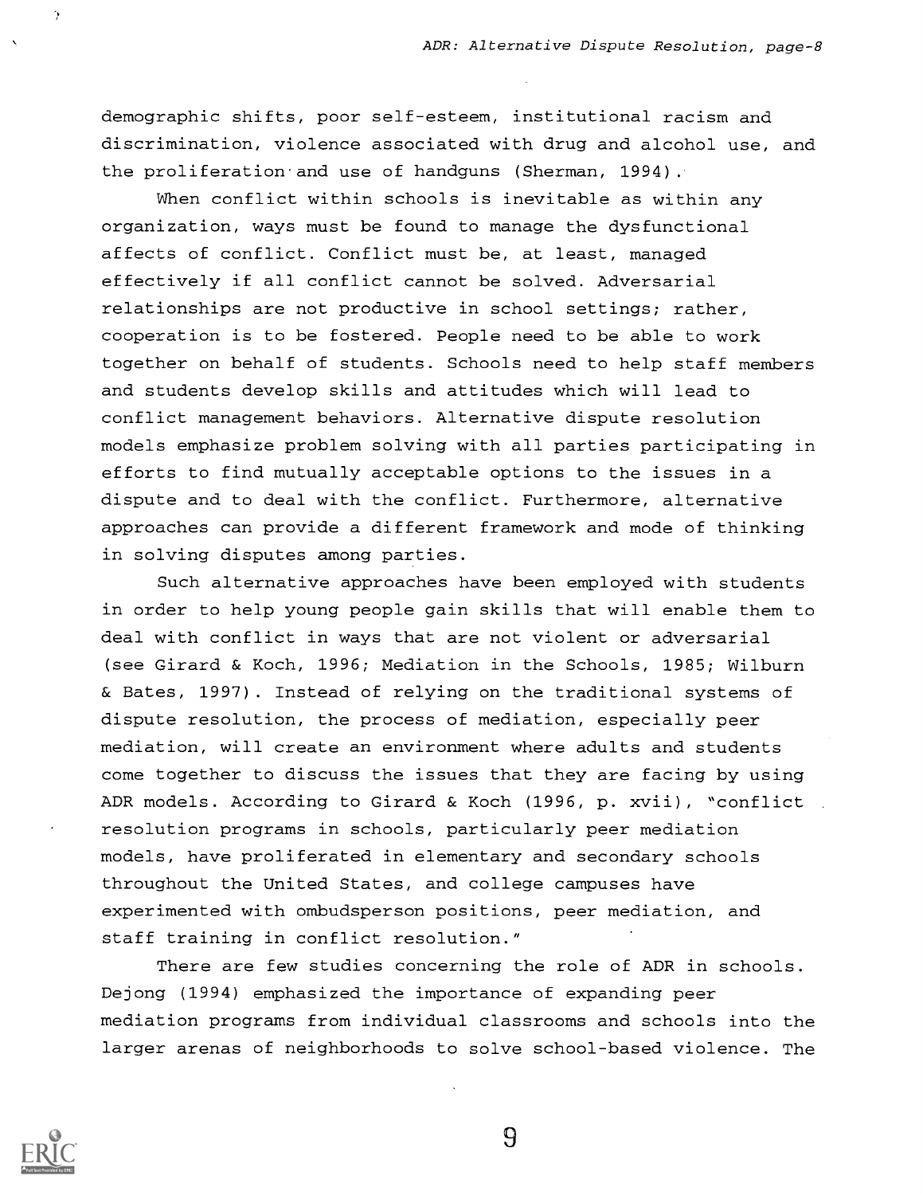demographic shifts, poor self-esteem, institutional racism and discrimination, violence associated with drug and alcohol use, and the proliferation and use of handguns (Sherman, 1994).

When conflict within schools is inevitable as within any organization, ways must be found to manage the dysfunctional affects of conflict. Conflict must be, at least, managed effectively if all conflict cannot be solved. Adversarial relationships are not productive in school settings; rather, cooperation is to be fostered. People need to be able to work together on behalf of students. Schools need to help staff members and students develop skills and attitudes which will lead to conflict management behaviors. Alternative dispute resolution models emphasize problem solving with all parties participating in efforts to find mutually acceptable options to the issues in a dispute and to deal with the conflict. Furthermore, alternative approaches can provide a different framework and mode of thinking in solving disputes among parties.

Such alternative approaches have been employed with students in order to help young people gain skills that will enable them to deal with conflict in ways that are not violent or adversarial (see Girard & Koch, 1996; Mediation in the Schools, 1985; Wilburn & Bates, 1997). Instead of relying on the traditional systems of dispute resolution, the process of mediation, especially peer mediation, will create an environment where adults and students come together to discuss the issues that they are facing by using ADR models. According to Girard & Koch (1996, p. xvii), "conflict resolution programs in schools, particularly peer mediation models, have proliferated in elementary and secondary schools throughout the United States, and college campuses have experimented with ombudsperson positions, peer mediation, and staff training in conflict resolution."

There are few studies concerning the role of ADR in schools. Dejong (1994) emphasized the importance of expanding peer mediation programs from individual classrooms and schools into the larger arenas of neighborhoods to solve school-based violence. The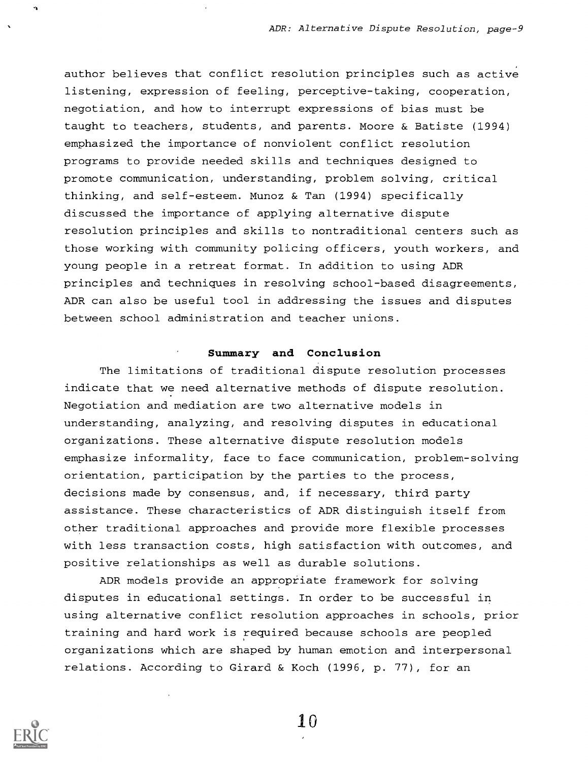author believes that conflict resolution principles such as active listening, expression of feeling, perceptive-taking, cooperation, negotiation, and how to interrupt expressions of bias must be taught to teachers, students, and parents. Moore & Batiste (1994) emphasized the importance of nonviolent conflict resolution programs to provide needed skills and techniques designed to promote communication, understanding, problem solving, critical thinking, and self-esteem. Munoz & Tan (1994) specifically discussed the importance of applying alternative dispute resolution principles and skills to nontraditional centers such as those working with community policing officers, youth workers, and young people in a retreat format. In addition to using ADR principles and techniques in resolving school-based disagreements, ADR can also be useful tool in addressing the issues and disputes between school administration and teacher unions.

## Summary and Conclusion

The limitations of traditional dispute resolution processes indicate that we need alternative methods of dispute resolution. Negotiation and mediation are two alternative models in understanding, analyzing, and resolving disputes in educational organizations. These alternative dispute resolution models emphasize informality, face to face communication, problem-solving orientation, participation by the parties to the process, decisions made by consensus, and, if necessary, third party assistance. These characteristics of ADR distinguish itself from other traditional approaches and provide more flexible processes with less transaction costs, high satisfaction with outcomes, and positive relationships as well as durable solutions.

ADR models provide an appropriate framework for solving disputes in educational settings. In order to be successful in using alternative conflict resolution approaches in schools, prior training and hard work is required because schools are peopled organizations which are shaped by human emotion and interpersonal relations. According to Girard & Koch (1996, p. 77), for an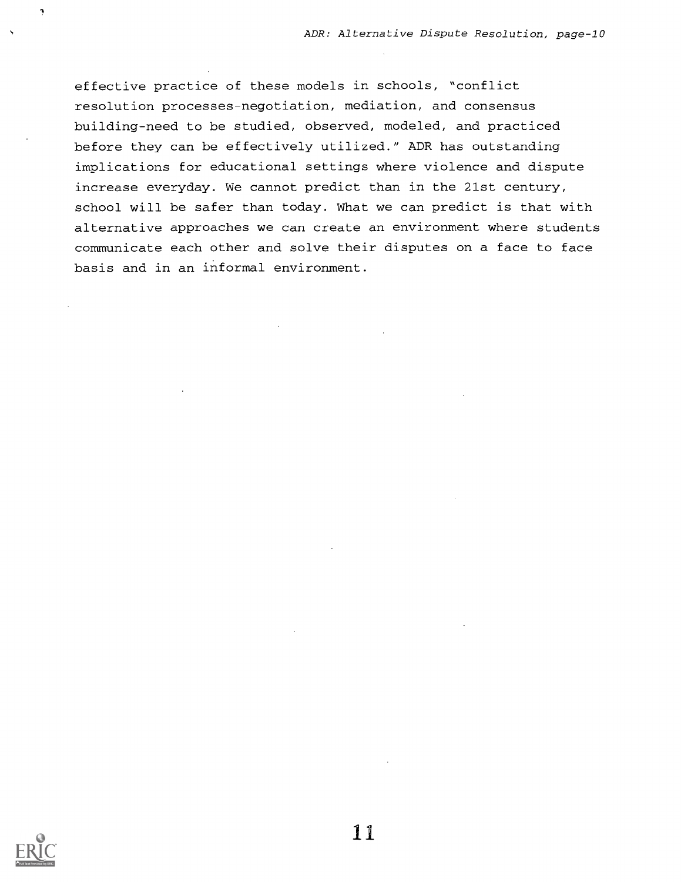effective practice of these models in schools, "conflict resolution processes-negotiation, mediation, and consensus building-need to be studied, observed, modeled, and practiced before they can be effectively utilized." ADR has outstanding implications for educational settings where violence and dispute increase everyday. We cannot predict than in the 21st century, school will be safer than today. What we can predict is that with alternative approaches we can create an environment where students communicate each other and solve their disputes on a face to face basis and in an informal environment.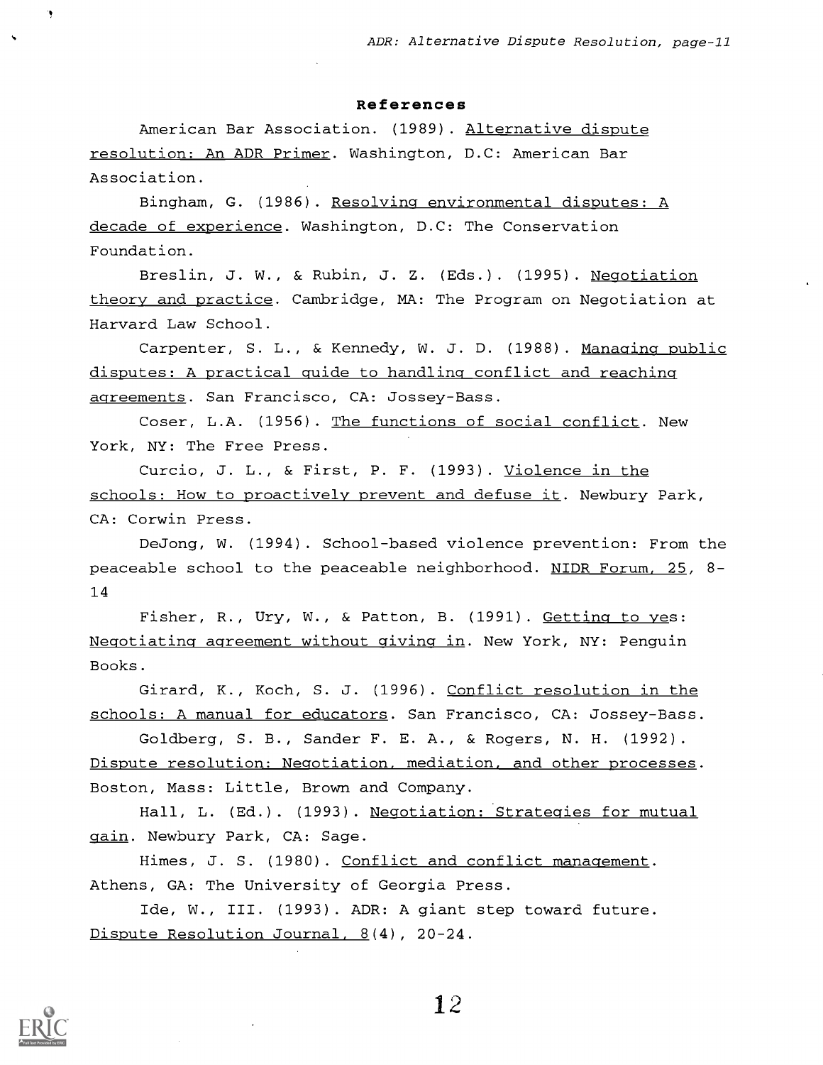## References

American Bar Association. (1989). Alternative dispute resolution: An ADR Primer. Washington, D.C: American Bar Association.

Bingham, G. (1986). Resolving environmental disputes: A decade of experience. Washington, D.C: The Conservation Foundation.

Breslin, J. W., & Rubin, J. Z. (Eds.). (1995). Negotiation theory and practice. Cambridge, MA: The Program on Negotiation at Harvard Law School.

Carpenter, S. L., & Kennedy, W. J. D. (1988). Managing public disputes: A practical guide to handling conflict and reaching agreements. San Francisco, CA: Jossey-Bass.

Coser, L.A. (1956). The functions of social conflict. New York, NY: The Free Press.

Curcio, J. L., & First, P. F. (1993). Violence in the schools: How to proactively prevent and defuse it. Newbury Park, CA: Corwin Press.

DeJong, W. (1994). School-based violence prevention: From the peaceable school to the peaceable neighborhood. NIDR Forum, 25, 8-14

Fisher, R., Ury, W., & Patton, B. (1991). Getting to yes: Negotiating agreement without giving in. New York, NY: Penguin Books.

Girard, K., Koch, S. J. (1996). Conflict resolution in the schools: A manual for educators. San Francisco, CA: Jossey-Bass.

Goldberg, S. B., Sander F. E. A., & Rogers, N. H. (1992). Dispute resolution: Negotiation, mediation, and other processes. Boston, Mass: Little, Brown and Company.

Hall, L. (Ed.). (1993). Negotiation: Strategies for mutual gain. Newbury Park, CA: Sage.

Himes, J. S. (1980). Conflict and conflict management. Athens, GA: The University of Georgia Press.

Ide, W., III. (1993). ADR: A giant step toward future. Dispute Resolution Journal, 8(4), 20-24.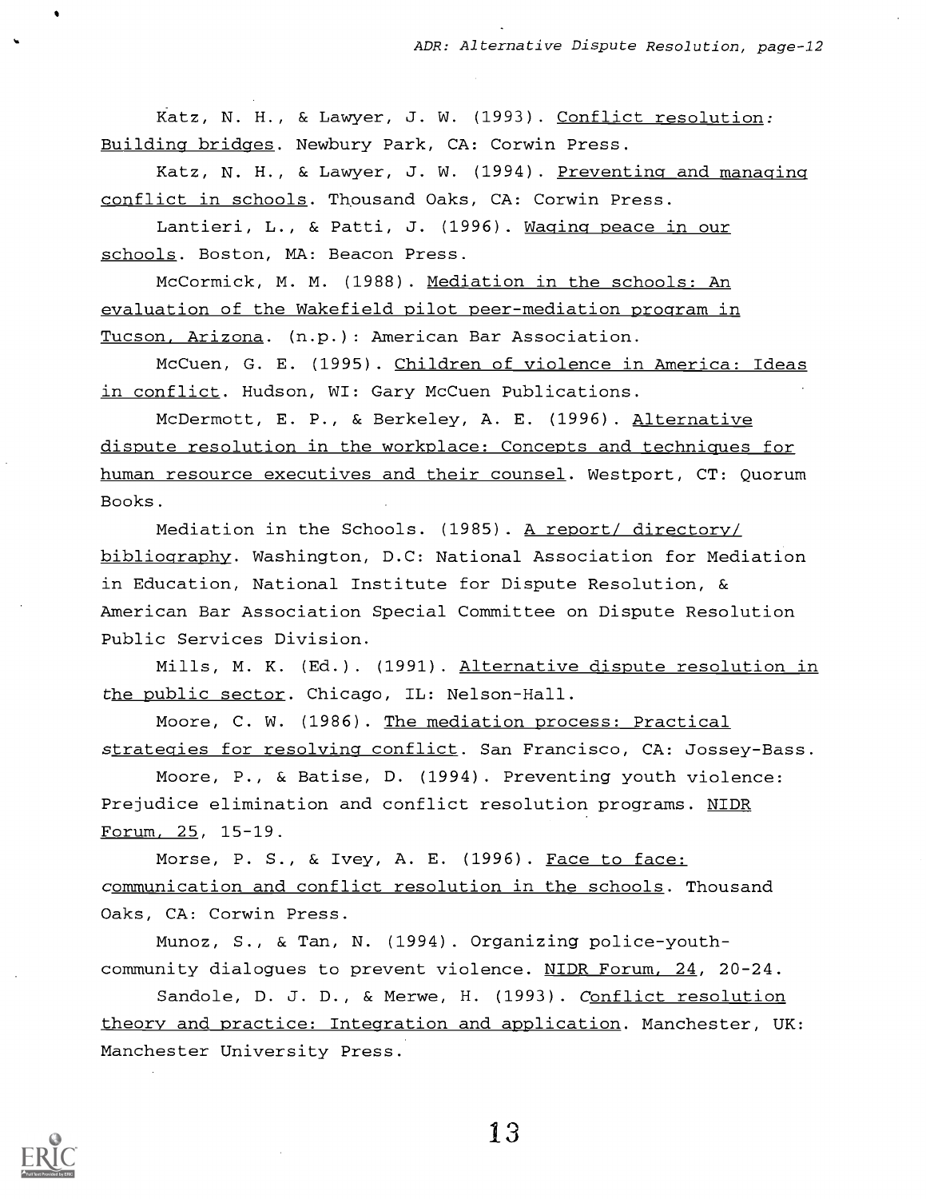Katz, N. H., & Lawyer, J. W. (1993). _Conflict resolution: Building bridges_. Newbury Park, CA: Corwin Press.

Katz, N. H., & Lawyer, J. W. (1994). _Preventing and managing conflict in schools_. Thousand Oaks, CA: Corwin Press.

Lantieri, L., & Patti, J. (1996). _Waging peace in our schools_. Boston, MA: Beacon Press.

McCormick, M. M. (1988). _Mediation in the schools: An evaluation of the Wakefield pilot peer-mediation program in Tucson, Arizona_. (n.p.): American Bar Association.

McCuen, G. E. (1995). _Children of violence in America: Ideas in conflict_. Hudson, WI: Gary McCuen Publications.

McDermott, E. P., & Berkeley, A. E. (1996). _Alternative dispute resolution in the workplace: Concepts and techniques for human resource executives and their counsel_. Westport, CT: Quorum Books.

Mediation in the Schools. (1985). _A report/ directory/ bibliography_. Washington, D.C: National Association for Mediation in Education, National Institute for Dispute Resolution, & American Bar Association Special Committee on Dispute Resolution Public Services Division.

Mills, M. K. (Ed.). (1991). _Alternative dispute resolution in the public sector_. Chicago, IL: Nelson-Hall.

Moore, C. W. (1986). _The mediation process: Practical strategies for resolving conflict_. San Francisco, CA: Jossey-Bass.

Moore, P., & Batise, D. (1994). Preventing youth violence: Prejudice elimination and conflict resolution programs. _NIDR Forum, 25_, 15-19.

Morse, P. S., & Ivey, A. E. (1996). _Face to face: communication and conflict resolution in the schools_. Thousand Oaks, CA: Corwin Press.

Munoz, S., & Tan, N. (1994). Organizing police-youth-community dialogues to prevent violence. _NIDR Forum, 24_, 20-24.

Sandole, D. J. D., & Merwe, H. (1993). _Conflict resolution theory and practice: Integration and application_. Manchester, UK: Manchester University Press.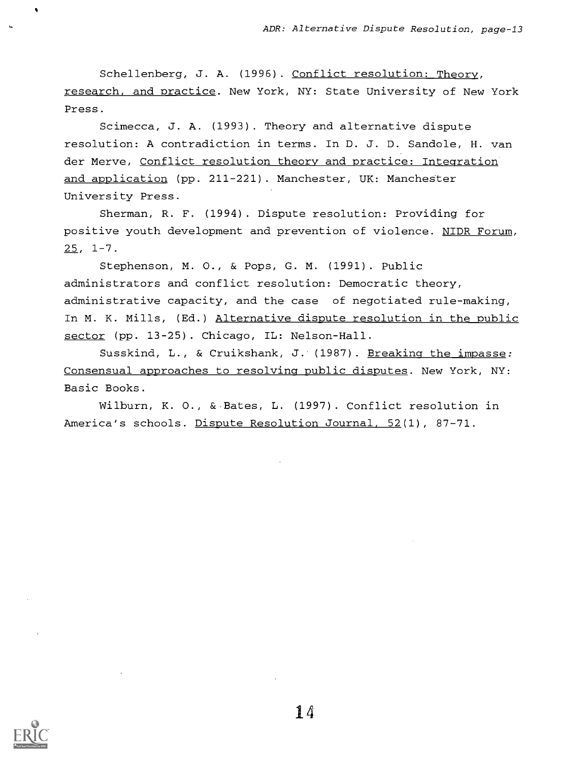Schellenberg, J. A. (1996). Conflict resolution: Theory, research, and practice. New York, NY: State University of New York Press.

Scimecca, J. A. (1993). Theory and alternative dispute resolution: A contradiction in terms. In D. J. D. Sandole, H. van der Merve, Conflict resolution theory and practice: Integration and application (pp. 211-221). Manchester, UK: Manchester University Press.

Sherman, R. F. (1994). Dispute resolution: Providing for positive youth development and prevention of violence. NIDR Forum, 25, 1-7.

Stephenson, M. O., & Pops, G. M. (1991). Public administrators and conflict resolution: Democratic theory, administrative capacity, and the case of negotiated rule-making, In M. K. Mills, (Ed.) Alternative dispute resolution in the public sector (pp. 13-25). Chicago, IL: Nelson-Hall.

Susskind, L., & Cruikshank, J. (1987). Breaking the impasse: Consensual approaches to resolving public disputes. New York, NY: Basic Books.

Wilburn, K. O., & Bates, L. (1997). Conflict resolution in America's schools. Dispute Resolution Journal, 52(1), 87-71.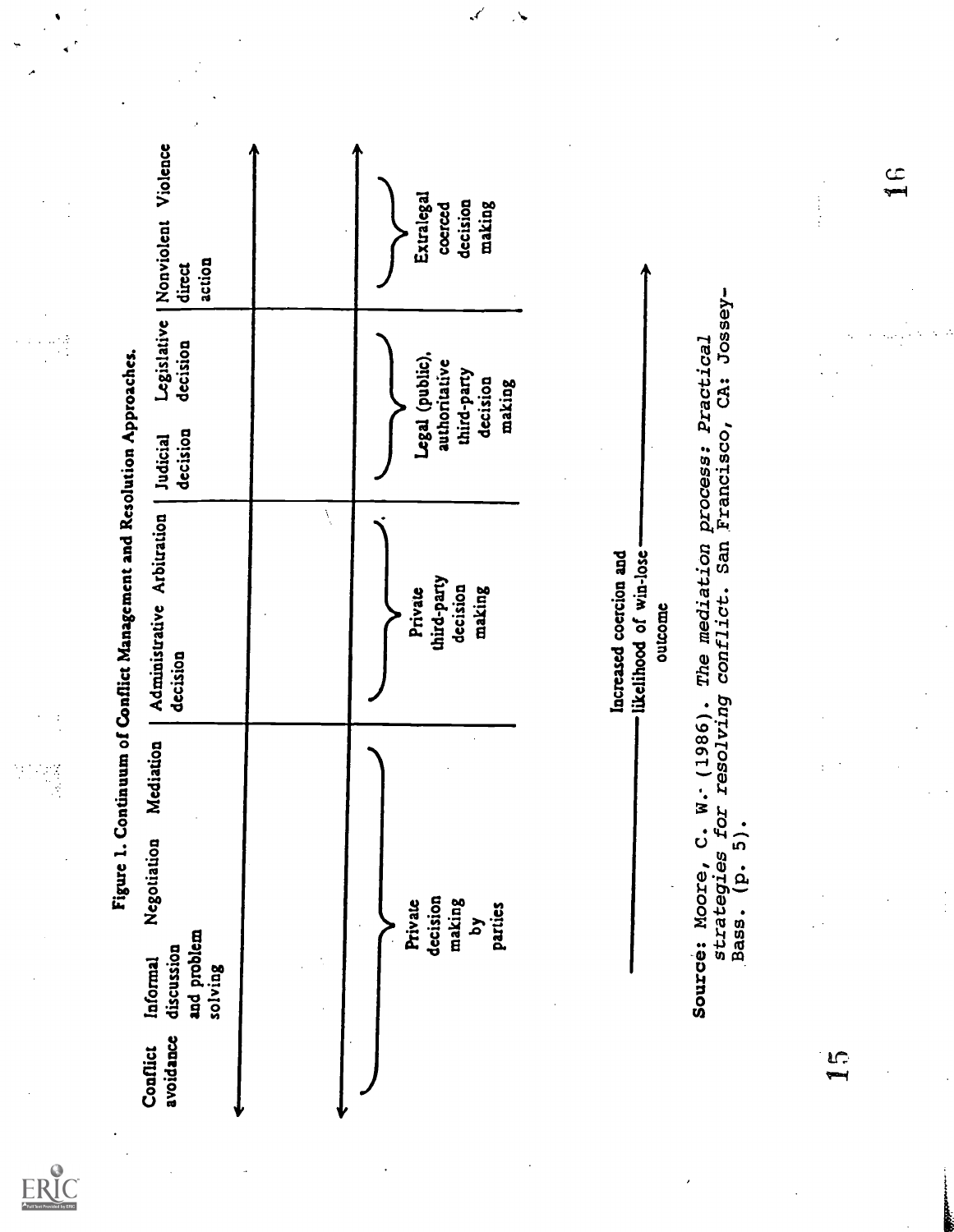Figure 1. Continuum of Conflict Management and Resolution Approaches.

| Conflict avoidance | Informal discussion and problem solving | Negotiation | Mediation | Administrative decision | Arbitration | Judicial decision | Legislative decision | Nonviolent direct action | Violence |
|---|---|---|---|---|---|---|---|---|---|
| Private decision making by parties | | | | Private third-party decision making | | Legal (public), authoritative third-party decision making | | Extralegal coerced decision making | |

Increased coercion and likelihood of win-lose outcome →

Source: Moore, C. W. (1986). *The mediation process: Practical strategies for resolving conflict*. San Francisco, CA: Jossey-Bass. (p. 5).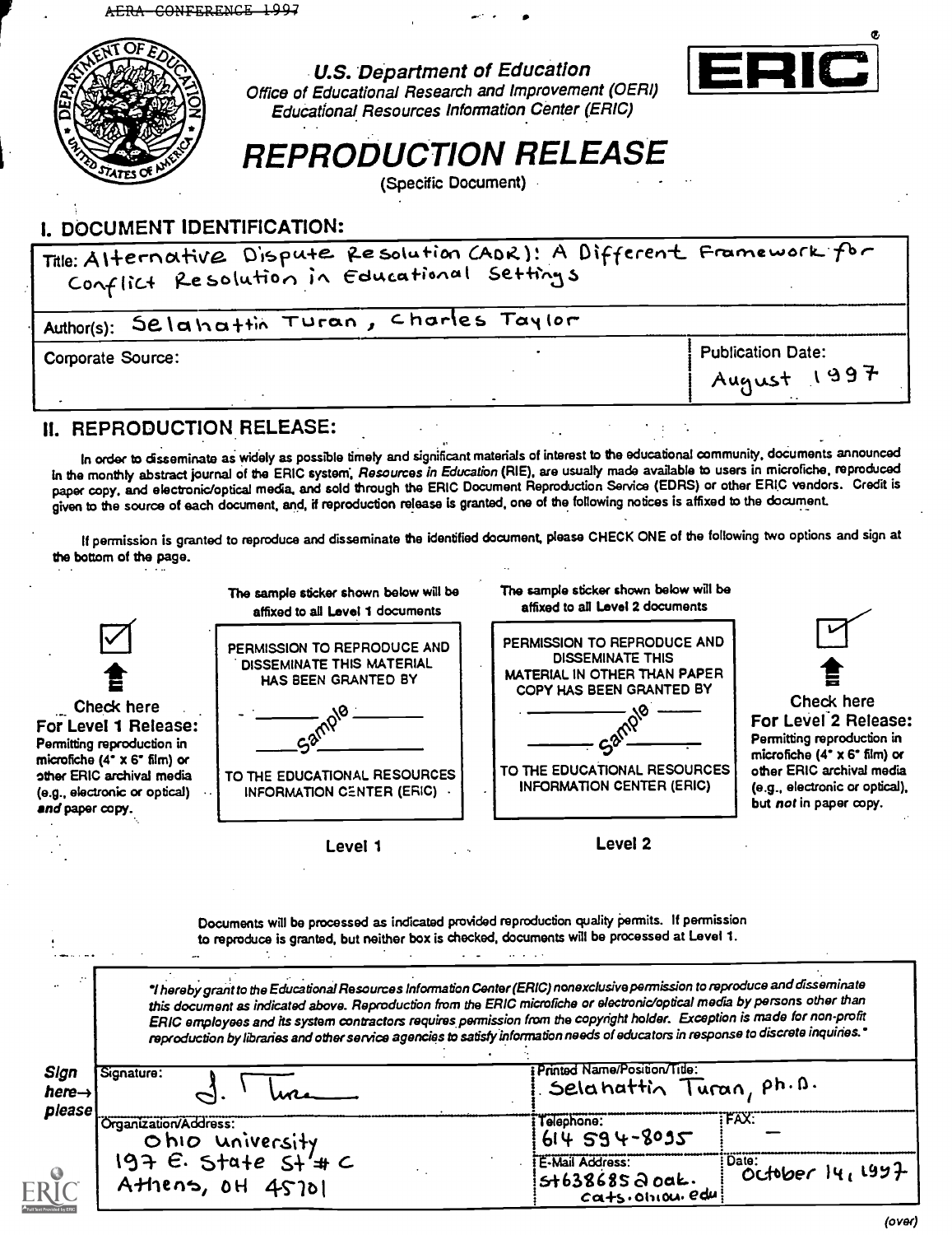~~AERA CONFERENCE 1997~~

U.S. Department of Education
Office of Educational Research and Improvement (OERI)
Educational Resources Information Center (ERIC)

ERIC

# REPRODUCTION RELEASE

(Specific Document)

## I. DOCUMENT IDENTIFICATION:

| | |
|---|---|
| Title: Alternative Dispute Resolution (ADR): A Different Framework for Conflict Resolution in Educational Settings | |
| Author(s): Selahattin Turan, Charles Taylor | |
| Corporate Source: | Publication Date: August 1997 |

## II. REPRODUCTION RELEASE:

In order to disseminate as widely as possible timely and significant materials of interest to the educational community, documents announced in the monthly abstract journal of the ERIC system, *Resources in Education* (RIE), are usually made available to users in microfiche, reproduced paper copy, and electronic/optical media, and sold through the ERIC Document Reproduction Service (EDRS) or other ERIC vendors. Credit is given to the source of each document, and, if reproduction release is granted, one of the following notices is affixed to the document.

If permission is granted to reproduce and disseminate the identified document, please CHECK ONE of the following two options and sign at the bottom of the page.

☑ **Check here For Level 1 Release:** Permitting reproduction in microfiche (4" x 6" film) or other ERIC archival media (e.g., electronic or optical) *and* paper copy.

The sample sticker shown below will be affixed to all Level 1 documents

PERMISSION TO REPRODUCE AND DISSEMINATE THIS MATERIAL HAS BEEN GRANTED BY

Sample

TO THE EDUCATIONAL RESOURCES INFORMATION CENTER (ERIC)

Level 1

The sample sticker shown below will be affixed to all Level 2 documents

PERMISSION TO REPRODUCE AND DISSEMINATE THIS MATERIAL IN OTHER THAN PAPER COPY HAS BEEN GRANTED BY

Sample

TO THE EDUCATIONAL RESOURCES INFORMATION CENTER (ERIC)

Level 2

☑ **Check here For Level 2 Release:** Permitting reproduction in microfiche (4" x 6" film) or other ERIC archival media (e.g., electronic or optical), but *not* in paper copy.

Documents will be processed as indicated provided reproduction quality permits. If permission to reproduce is granted, but neither box is checked, documents will be processed at Level 1.

*"I hereby grant to the Educational Resources Information Center (ERIC) nonexclusive permission to reproduce and disseminate this document as indicated above. Reproduction from the ERIC microfiche or electronic/optical media by persons other than ERIC employees and its system contractors requires permission from the copyright holder. Exception is made for non-profit reproduction by libraries and other service agencies to satisfy information needs of educators in response to discrete inquiries."*

**Sign here→ please**

| | | |
|---|---|---|
| Signature: S. Turan | Printed Name/Position/Title: Selahattin Turan, Ph.D. | |
| Organization/Address: Ohio University 197 E. State St # C Athens, OH 45701 | Telephone: 614 594-8095 | FAX: — |
| | E-Mail Address: st638685@oak.cats.ohiou.edu | Date: October 14, 1997 |

(over)